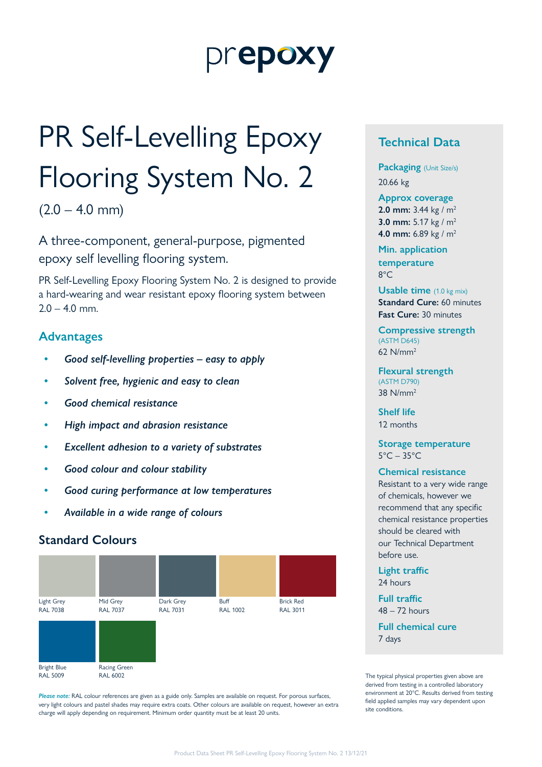prepoxy

# PR Self-Levelling Epoxy Flooring System No. 2

(2.0 – 4.0 mm)

A three-component, general-purpose, pigmented epoxy self levelling flooring system.

PR Self-Levelling Epoxy Flooring System No. 2 is designed to provide a hard-wearing and wear resistant epoxy flooring system between 2.0 – 4.0 mm.

## Advantages

- ***Good self-levelling properties – easy to apply***
- ***Solvent free, hygienic and easy to clean***
- ***Good chemical resistance***
- ***High impact and abrasion resistance***
- ***Excellent adhesion to a variety of substrates***
- ***Good colour and colour stability***
- ***Good curing performance at low temperatures***
- ***Available in a wide range of colours***

## Standard Colours

| Light Grey RAL 7038 | Mid Grey RAL 7037 | Dark Grey RAL 7031 | Buff RAL 1002 | Brick Red RAL 3011 |
|---|---|---|---|---|
| Bright Blue RAL 5009 | Racing Green RAL 6002 | | | |

***Please note:*** RAL colour references are given as a guide only. Samples are available on request. For porous surfaces, very light colours and pastel shades may require extra coats. Other colours are available on request, however an extra charge will apply depending on requirement. Minimum order quantity must be at least 20 units.

## Technical Data

**Packaging** (Unit Size/s)
20.66 kg

**Approx coverage**
**2.0 mm:** 3.44 kg / m$^2$
**3.0 mm:** 5.17 kg / m$^2$
**4.0 mm:** 6.89 kg / m$^2$

**Min. application temperature**
8°C

**Usable time** (1.0 kg mix)
**Standard Cure:** 60 minutes
**Fast Cure:** 30 minutes

**Compressive strength** (ASTM D645)
62 N/mm$^2$

**Flexural strength** (ASTM D790)
38 N/mm$^2$

**Shelf life**
12 months

**Storage temperature**
5°C – 35°C

**Chemical resistance**
Resistant to a very wide range of chemicals, however we recommend that any specific chemical resistance properties should be cleared with our Technical Department before use.

**Light traffic**
24 hours

**Full traffic**
48 – 72 hours

**Full chemical cure**
7 days

The typical physical properties given above are derived from testing in a controlled laboratory environment at 20°C. Results derived from testing field applied samples may vary dependent upon site conditions.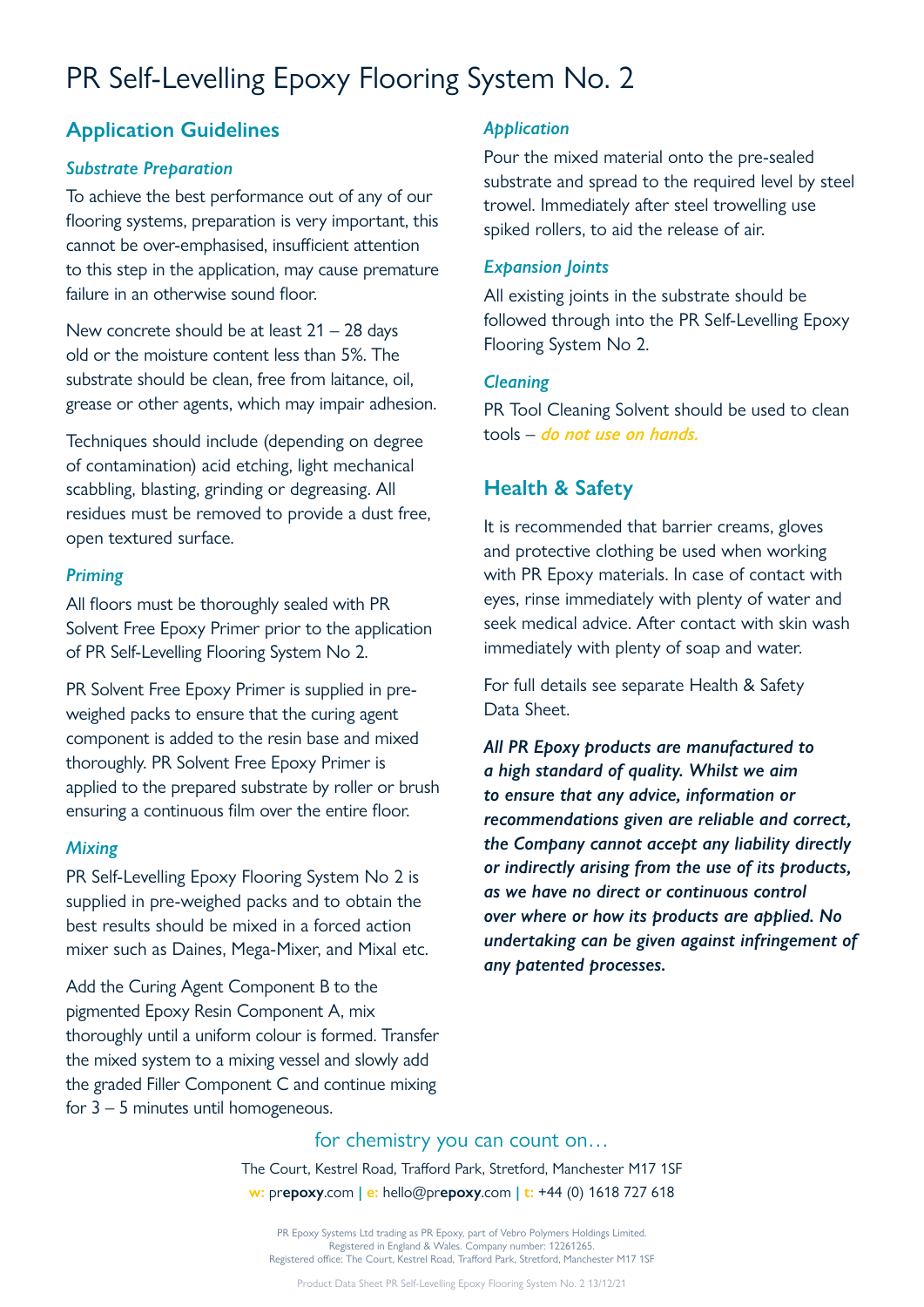# PR Self-Levelling Epoxy Flooring System No. 2

## Application Guidelines

### *Substrate Preparation*

To achieve the best performance out of any of our flooring systems, preparation is very important, this cannot be over-emphasised, insufficient attention to this step in the application, may cause premature failure in an otherwise sound floor.

New concrete should be at least 21 – 28 days old or the moisture content less than 5%. The substrate should be clean, free from laitance, oil, grease or other agents, which may impair adhesion.

Techniques should include (depending on degree of contamination) acid etching, light mechanical scabbling, blasting, grinding or degreasing. All residues must be removed to provide a dust free, open textured surface.

### *Priming*

All floors must be thoroughly sealed with PR Solvent Free Epoxy Primer prior to the application of PR Self-Levelling Flooring System No 2.

PR Solvent Free Epoxy Primer is supplied in pre-weighed packs to ensure that the curing agent component is added to the resin base and mixed thoroughly. PR Solvent Free Epoxy Primer is applied to the prepared substrate by roller or brush ensuring a continuous film over the entire floor.

### *Mixing*

PR Self-Levelling Epoxy Flooring System No 2 is supplied in pre-weighed packs and to obtain the best results should be mixed in a forced action mixer such as Daines, Mega-Mixer, and Mixal etc.

Add the Curing Agent Component B to the pigmented Epoxy Resin Component A, mix thoroughly until a uniform colour is formed. Transfer the mixed system to a mixing vessel and slowly add the graded Filler Component C and continue mixing for 3 – 5 minutes until homogeneous.

### *Application*

Pour the mixed material onto the pre-sealed substrate and spread to the required level by steel trowel. Immediately after steel trowelling use spiked rollers, to aid the release of air.

### *Expansion Joints*

All existing joints in the substrate should be followed through into the PR Self-Levelling Epoxy Flooring System No 2.

### *Cleaning*

PR Tool Cleaning Solvent should be used to clean tools – ***do not use on hands.***

## Health & Safety

It is recommended that barrier creams, gloves and protective clothing be used when working with PR Epoxy materials. In case of contact with eyes, rinse immediately with plenty of water and seek medical advice. After contact with skin wash immediately with plenty of soap and water.

For full details see separate Health & Safety Data Sheet.

***All PR Epoxy products are manufactured to a high standard of quality. Whilst we aim to ensure that any advice, information or recommendations given are reliable and correct, the Company cannot accept any liability directly or indirectly arising from the use of its products, as we have no direct or continuous control over where or how its products are applied. No undertaking can be given against infringement of any patented processes.***

for chemistry you can count on…

The Court, Kestrel Road, Trafford Park, Stretford, Manchester M17 1SF

**w:** prepoxy.com | **e:** hello@prepoxy.com | **t:** +44 (0) 1618 727 618

PR Epoxy Systems Ltd trading as PR Epoxy, part of Vebro Polymers Holdings Limited.
Registered in England & Wales. Company number: 12261265.
Registered office: The Court, Kestrel Road, Trafford Park, Stretford, Manchester M17 1SF

Product Data Sheet PR Self-Levelling Epoxy Flooring System No. 2 13/12/21